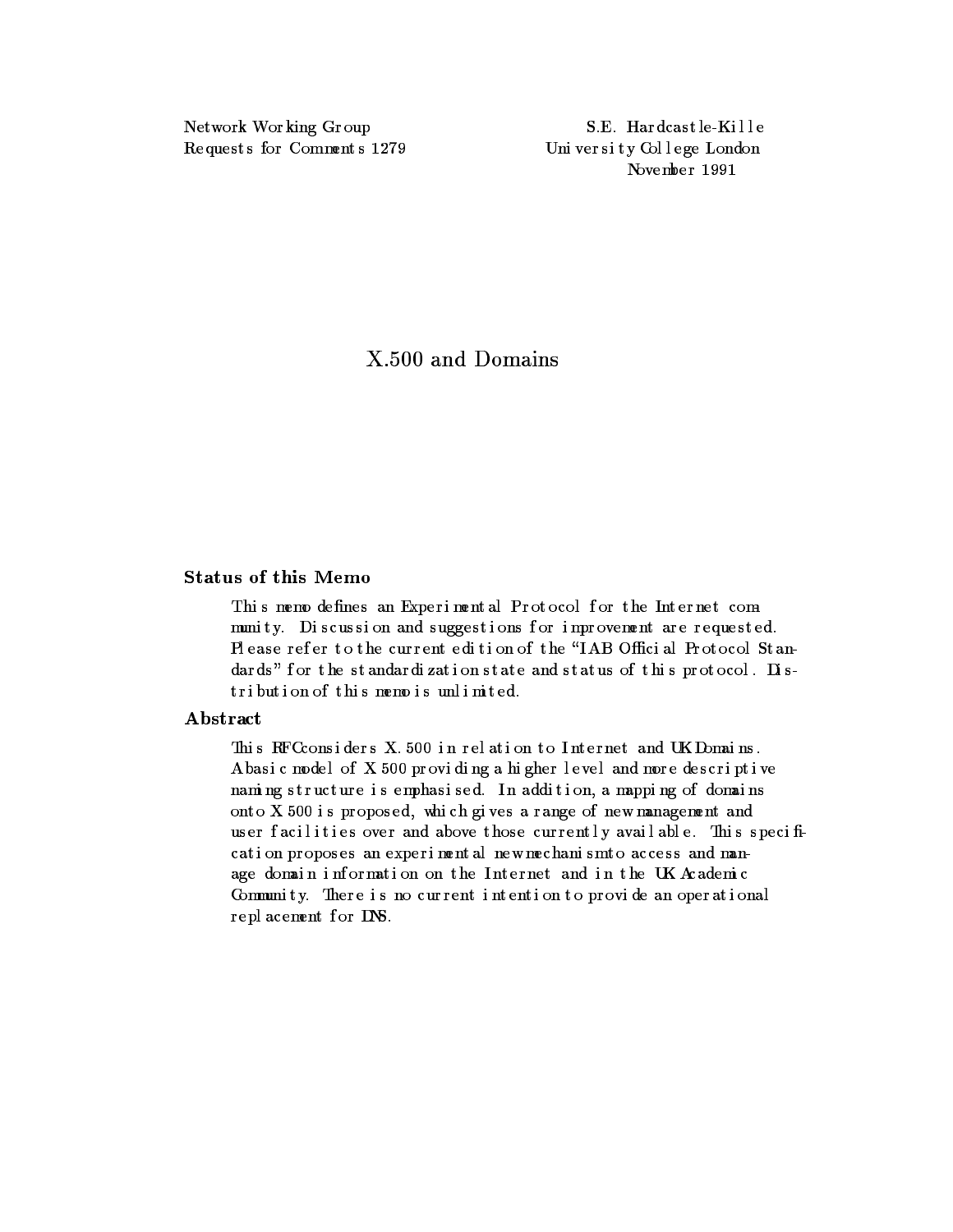Network Working Group
Requests for Comments 1279

S.E. Hardcastle-Kille
University College London
November 1991

# X.500 and Domains

## Status of this Memo

This memo defines an Experimental Protocol for the Internet community. Discussion and suggestions for improvement are requested. Please refer to the current edition of the "IAB Official Protocol Standards" for the standardization state and status of this protocol. Distribution of this memo is unlimited.

## Abstract

This RFC considers X.500 in relation to Internet and UK Domains. A basic model of X.500 providing a higher level and more descriptive naming structure is emphasised. In addition, a mapping of domains onto X.500 is proposed, which gives a range of new management and user facilities over and above those currently available. This specification proposes an experimental new mechanism to access and manage domain information on the Internet and in the UK Academic Community. There is no current intention to provide an operational replacement for DNS.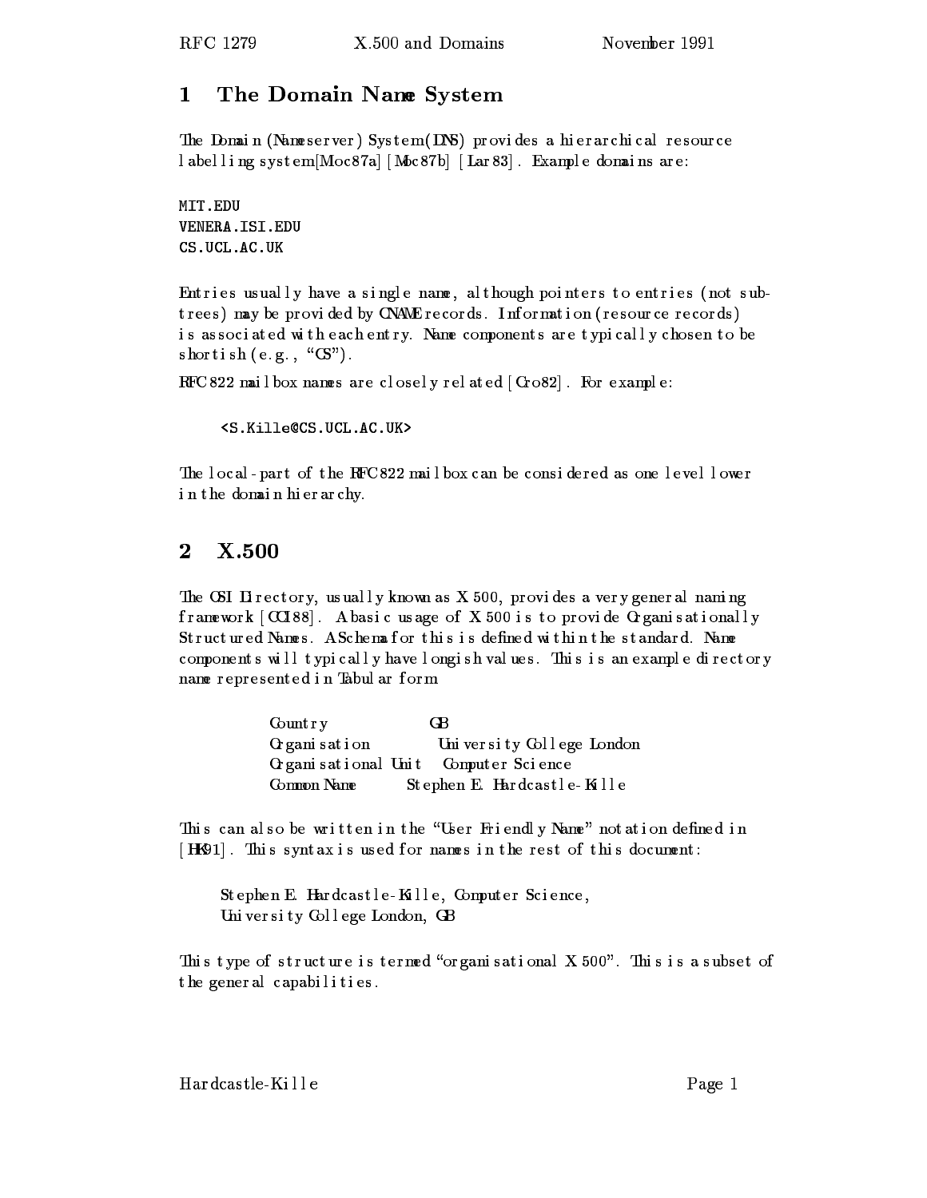# 1 The Domain Name System

The Domain (Nameserver) System (DNS) provides a hierarchical resource labelling system [Moc87a] [Moc87b] [Lar83]. Example domains are:

```
MIT.EDU
VENERA.ISI.EDU
CS.UCL.AC.UK
```

Entries usually have a single name, although pointers to entries (not subtrees) may be provided by CNAME records. Information (resource records) is associated with each entry. Name components are typically chosen to be shortish (e.g., "CS").

RFC 822 mailbox names are closely related [Cro82]. For example:

```
<S.Kille@CS.UCL.AC.UK>
```

The local-part of the RFC 822 mailbox can be considered as one level lower in the domain hierarchy.

# 2 X.500

The OSI Directory, usually known as X.500, provides a very general naming framework [CCI88]. A basic usage of X.500 is to provide Organisationally Structured Names. A Schema for this is defined within the standard. Name components will typically have longish values. This is an example directory name represented in Tabular form

| | |
|---|---|
| Country | GB |
| Organisation | University College London |
| Organisational Unit | Computer Science |
| Common Name | Stephen E. Hardcastle-Kille |

This can also be written in the "User Friendly Name" notation defined in [HK91]. This syntax is used for names in the rest of this document:

> Stephen E. Hardcastle-Kille, Computer Science,
> University College London, GB

This type of structure is termed "organisational X.500". This is a subset of the general capabilities.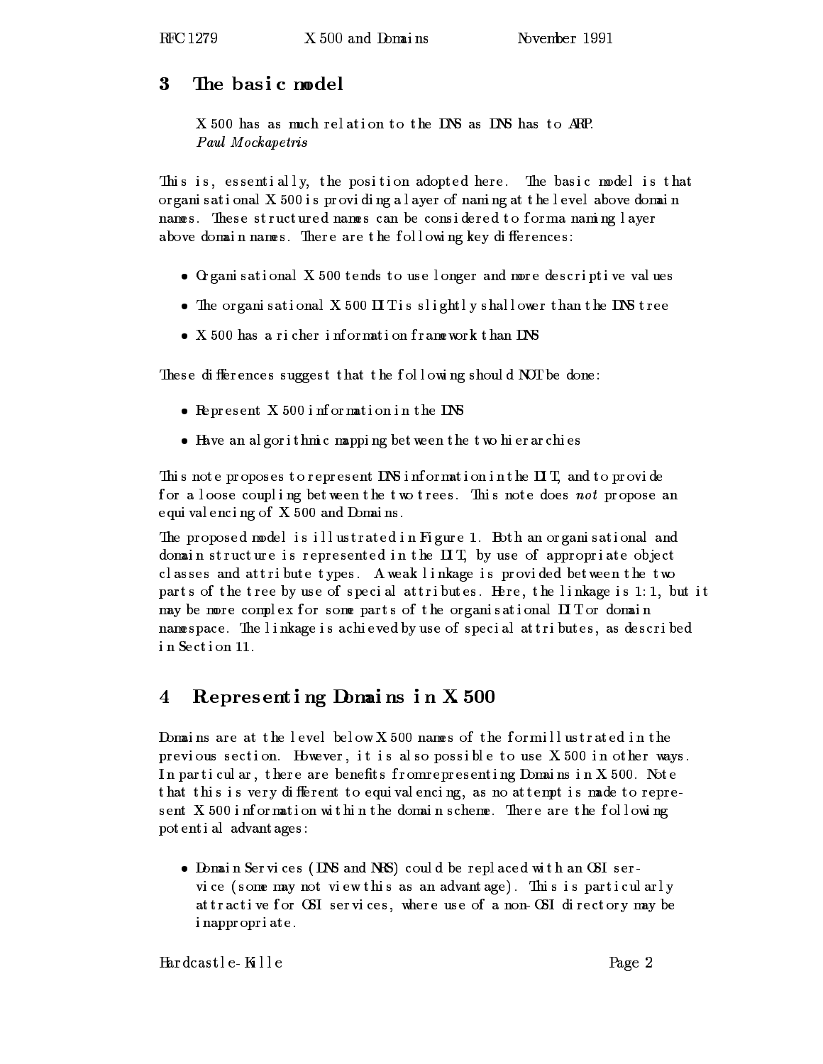## 3 The basic model

> X.500 has as much relation to the DNS as DNS has to ARP.
> *Paul Mockapetris*

This is, essentially, the position adopted here. The basic model is that organisational X.500 is providing a layer of naming at the level above domain names. These structured names can be considered to form a naming layer above domain names. There are the following key differences:

- Organisational X.500 tends to use longer and more descriptive values
- The organisational X.500 DIT is slightly shallower than the DNS tree
- X.500 has a richer information framework than DNS

These differences suggest that the following should NOT be done:

- Represent X.500 information in the DNS
- Have an algorithmic mapping between the two hierarchies

This note proposes to represent DNS information in the DIT, and to provide for a loose coupling between the two trees. This note does *not* propose an equivalencing of X.500 and Domains.

The proposed model is illustrated in Figure 1. Both an organisational and domain structure is represented in the DIT, by use of appropriate object classes and attribute types. A weak linkage is provided between the two parts of the tree by use of special attributes. Here, the linkage is 1:1, but it may be more complex for some parts of the organisational DIT or domain namespace. The linkage is achieved by use of special attributes, as described in Section 11.

## 4 Representing Domains in X.500

Domains are at the level below X.500 names of the form illustrated in the previous section. However, it is also possible to use X.500 in other ways. In particular, there are benefits from representing Domains in X.500. Note that this is very different to equivalencing, as no attempt is made to represent X.500 information within the domain scheme. There are the following potential advantages:

- Domain Services (DNS and NRS) could be replaced with an OSI service (some may not view this as an advantage). This is particularly attractive for OSI services, where use of a non-OSI directory may be inappropriate.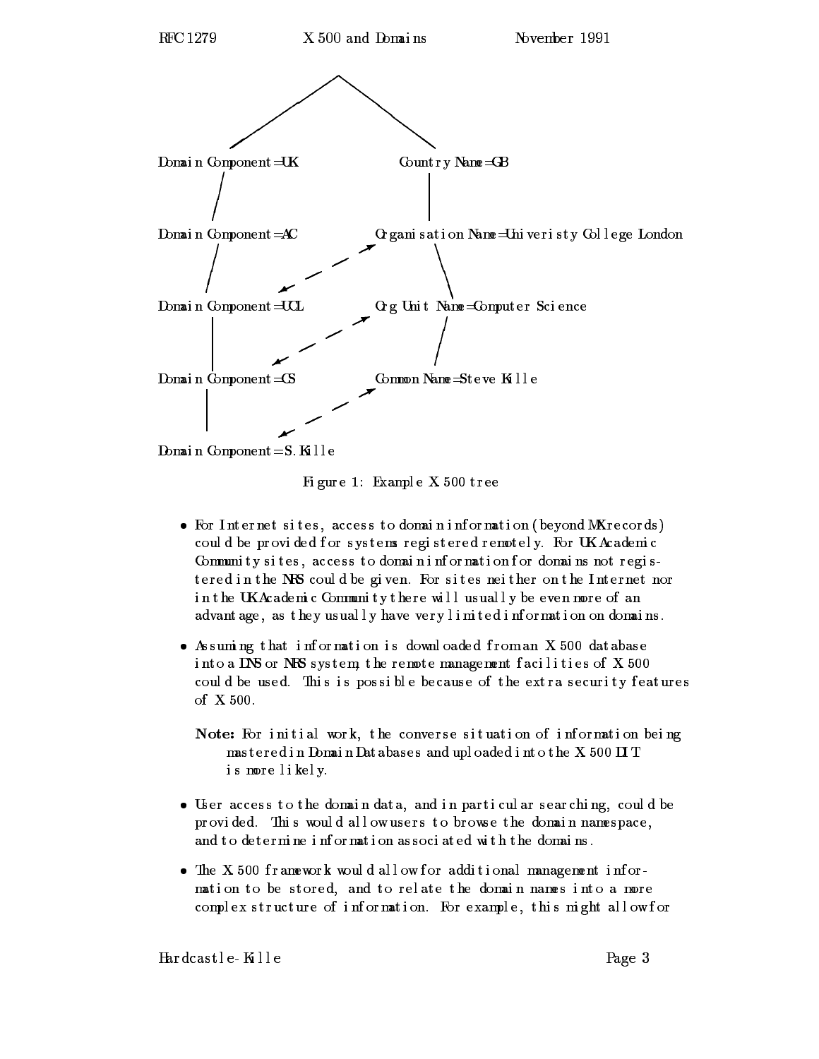```
                    /\
                   /  \
                  /    \
Domain Component=UK      Country Name=GB
       |                       |
Domain Component=AC      Organisation Name=Univeristy College London
       |                       |
Domain Component=UCL     Org Unit Name=Computer Science
       |                       |
Domain Component=CS      Common Name=Steve Kille
       |
Domain Component=S.Kille
```

Figure 1: Example X.500 tree

- For Internet sites, access to domain information (beyond MX records) could be provided for systems registered remotely. For UK Academic Community sites, access to domain information for domains not registered in the NRS could be given. For sites neither on the Internet nor in the UK Academic Community there will usually be even more of an advantage, as they usually have very limited information on domains.
- Assuming that information is downloaded from an X.500 database into a DNS or NRS system, the remote management facilities of X.500 could be used. This is possible because of the extra security features of X.500.

  **Note:** For initial work, the converse situation of information being mastered in Domain Databases and uploaded into the X.500 DIT is more likely.

- User access to the domain data, and in particular searching, could be provided. This would allow users to browse the domain namespace, and to determine information associated with the domains.
- The X.500 framework would allow for additional management information to be stored, and to relate the domain names into a more complex structure of information. For example, this might allow for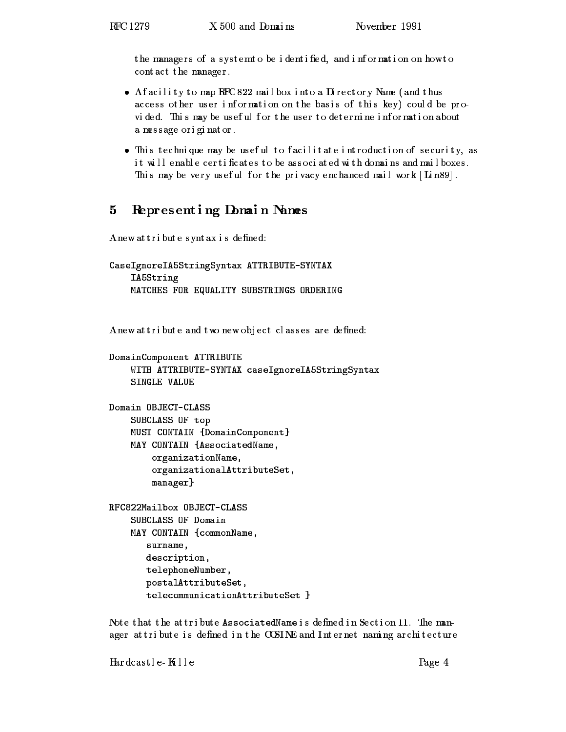the managers of a system to be identified, and information on how to contact the manager.

- A facility to map RFC 822 mailbox into a Directory Name (and thus access other user information on the basis of this key) could be provided. This may be useful for the user to determine information about a message originator.
- This technique may be useful to facilitate introduction of security, as it will enable certificates to be associated with domains and mailboxes. This may be very useful for the privacy enchanced mail work [Lin89].

## 5 Representing Domain Names

A new attribute syntax is defined:

```
CaseIgnoreIA5StringSyntax ATTRIBUTE-SYNTAX
    IA5String
    MATCHES FOR EQUALITY SUBSTRINGS ORDERING
```

A new attribute and two new object classes are defined:

```
DomainComponent ATTRIBUTE
    WITH ATTRIBUTE-SYNTAX caseIgnoreIA5StringSyntax
    SINGLE VALUE

Domain OBJECT-CLASS
    SUBCLASS OF top
    MUST CONTAIN {DomainComponent}
    MAY CONTAIN {AssociatedName,
        organizationName,
        organizationalAttributeSet,
        manager}

RFC822Mailbox OBJECT-CLASS
    SUBCLASS OF Domain
    MAY CONTAIN {commonName,
       surname,
       description,
       telephoneNumber,
       postalAttributeSet,
       telecommunicationAttributeSet }
```

Note that the attribute AssociatedName is defined in Section 11. The manager attribute is defined in the COSINE and Internet naming architecture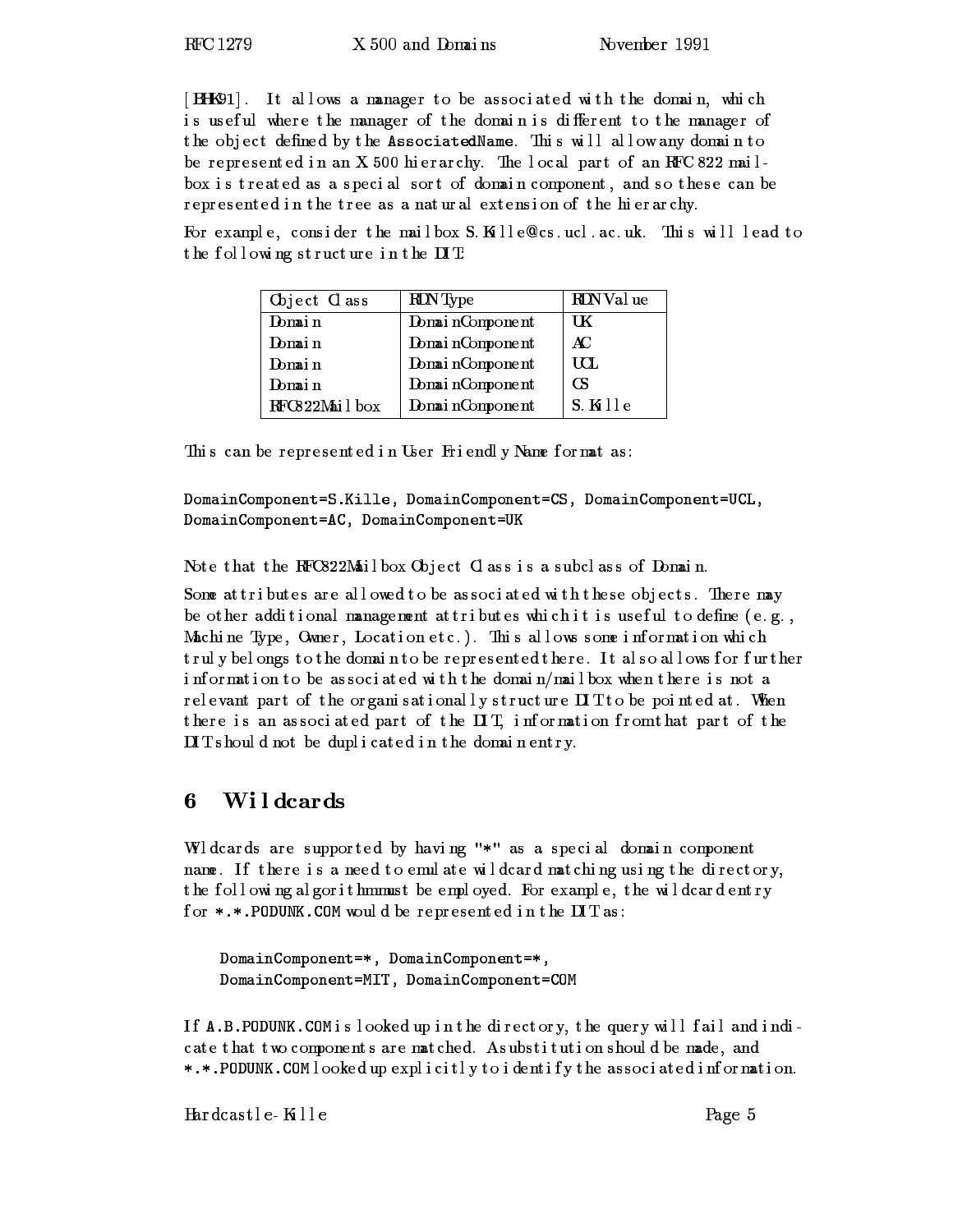[BHK91]. It allows a manager to be associated with the domain, which is useful where the manager of the domain is different to the manager of the object defined by the AssociatedName. This will allow any domain to be represented in an X.500 hierarchy. The local part of an RFC 822 mailbox is treated as a special sort of domain component, and so these can be represented in the tree as a natural extension of the hierarchy.

For example, consider the mailbox S.Kille@cs.ucl.ac.uk. This will lead to the following structure in the DIT:

| Object Class | RDN Type | RDN Value |
|---|---|---|
| Domain | DomainComponent | UK |
| Domain | DomainComponent | AC |
| Domain | DomainComponent | UCL |
| Domain | DomainComponent | CS |
| RFC822Mailbox | DomainComponent | S.Kille |

This can be represented in User Friendly Name format as:

```
DomainComponent=S.Kille, DomainComponent=CS, DomainComponent=UCL,
DomainComponent=AC, DomainComponent=UK
```

Note that the RFC822Mailbox Object Class is a subclass of Domain.

Some attributes are allowed to be associated with these objects. There may be other additional management attributes which it is useful to define (e.g., Machine Type, Owner, Location etc.). This allows some information which truly belongs to the domain to be represented there. It also allows for further information to be associated with the domain/mailbox when there is not a relevant part of the organisationally structure DIT to be pointed at. When there is an associated part of the DIT, information from that part of the DIT should not be duplicated in the domain entry.

# 6 Wildcards

Wildcards are supported by having "*" as a special domain component name. If there is a need to emulate wildcard matching using the directory, the following algorithm must be employed. For example, the wildcard entry for *.*.PODUNK.COM would be represented in the DIT as:

```
DomainComponent=*, DomainComponent=*,
DomainComponent=MIT, DomainComponent=COM
```

If A.B.PODUNK.COM is looked up in the directory, the query will fail and indicate that two components are matched. A substitution should be made, and *.*.PODUNK.COM looked up explicitly to identify the associated information.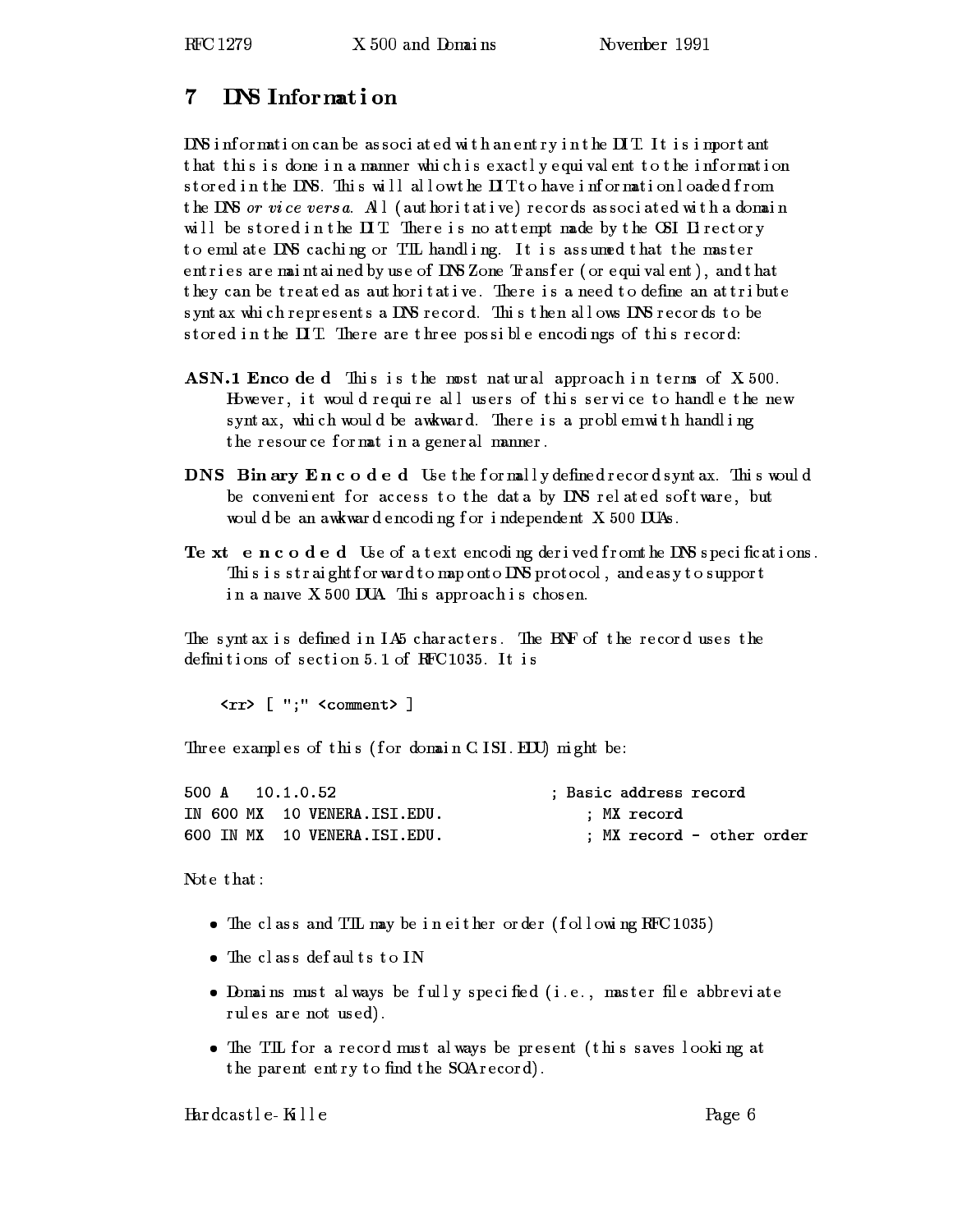## 7 DNS Information

DNS information can be associated with an entry in the DIT. It is important that this is done in a manner which is exactly equivalent to the information stored in the DNS. This will allow the DIT to have information loaded from the DNS *or vice versa*. All (authoritative) records associated with a domain will be stored in the DIT. There is no attempt made by the OSI Directory to emulate DNS caching or TTL handling. It is assumed that the master entries are maintained by use of DNS Zone Transfer (or equivalent), and that they can be treated as authoritative. There is a need to define an attribute syntax which represents a DNS record. This then allows DNS records to be stored in the DIT. There are three possible encodings of this record:

**ASN.1 Encoded** This is the most natural approach in terms of X.500. However, it would require all users of this service to handle the new syntax, which would be awkward. There is a problem with handling the resource format in a general manner.

**DNS Binary Encoded** Use the formally defined record syntax. This would be convenient for access to the data by DNS related software, but would be an awkward encoding for independent X.500 DUAs.

**Text encoded** Use of a text encoding derived from the DNS specifications. This is straightforward to map onto DNS protocol, and easy to support in a naive X.500 DUA. This approach is chosen.

The syntax is defined in IA5 characters. The BNF of the record uses the definitions of section 5.1 of RFC 1035. It is

```
<rr> [ ";" <comment> ]
```

Three examples of this (for domain C.ISI.EDU) might be:

```
500 A   10.1.0.52                        ; Basic address record
IN 600 MX  10 VENERA.ISI.EDU.            ; MX record
600 IN MX  10 VENERA.ISI.EDU.            ; MX record - other order
```

Note that:

- The class and TTL may be in either order (following RFC 1035)
- The class defaults to IN
- Domains must always be fully specified (i.e., master file abbreviate rules are not used).
- The TTL for a record must always be present (this saves looking at the parent entry to find the SOA record).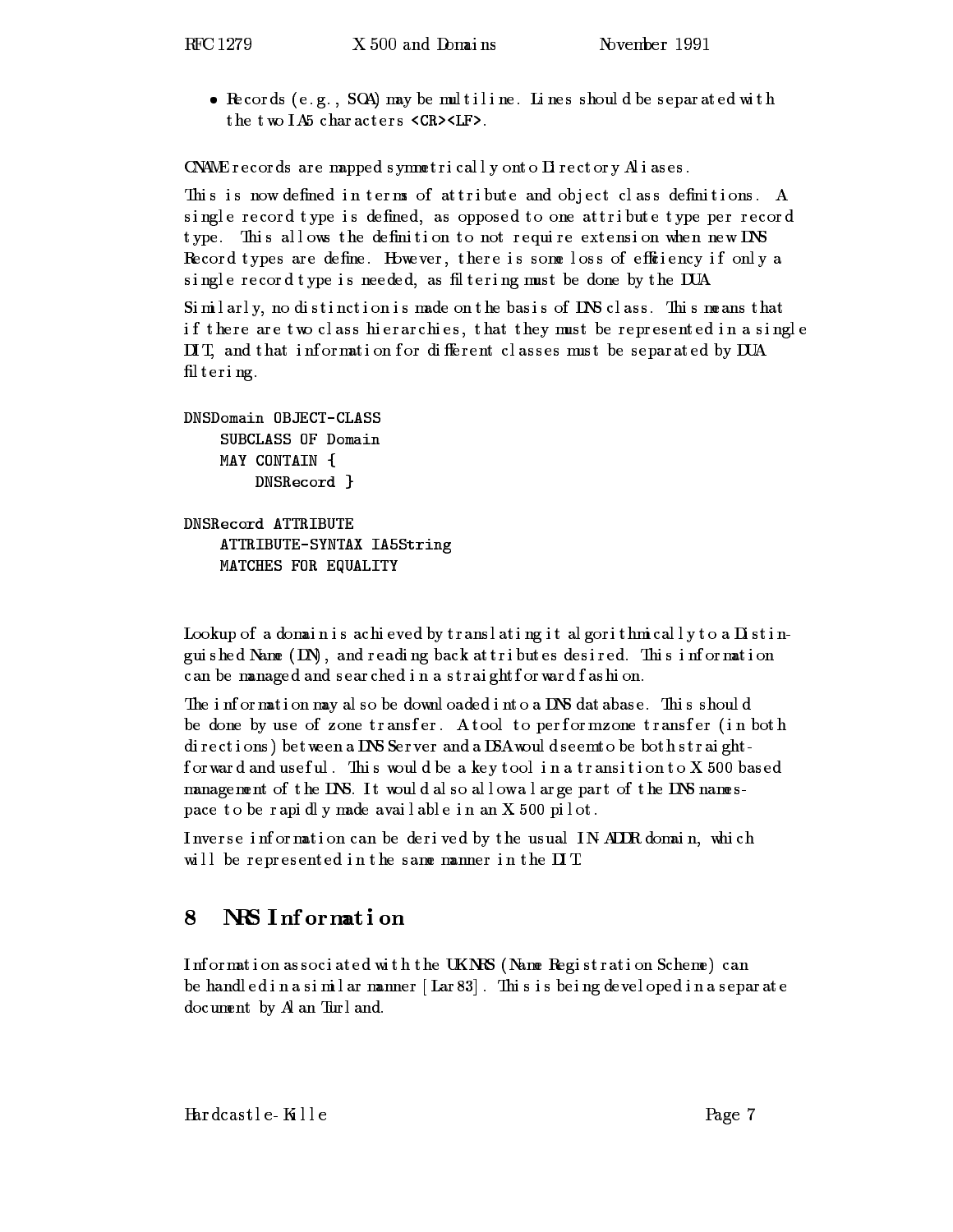- Records (e.g., SOA) may be multiline. Lines should be separated with the two IA5 characters <CR><LF>.

CNAME records are mapped symmetrically onto Directory Aliases.

This is now defined in terms of attribute and object class definitions. A single record type is defined, as opposed to one attribute type per record type. This allows the definition to not require extension when new DNS Record types are define. However, there is some loss of efficiency if only a single record type is needed, as filtering must be done by the DUA.

Similarly, no distinction is made on the basis of DNS class. This means that if there are two class hierarchies, that they must be represented in a single DIT, and that information for different classes must be separated by DUA filtering.

```
DNSDomain OBJECT-CLASS
    SUBCLASS OF Domain
    MAY CONTAIN {
        DNSRecord }

DNSRecord ATTRIBUTE
    ATTRIBUTE-SYNTAX IA5String
    MATCHES FOR EQUALITY
```

Lookup of a domain is achieved by translating it algorithmically to a Distinguished Name (DN), and reading back attributes desired. This information can be managed and searched in a straightforward fashion.

The information may also be downloaded into a DNS database. This should be done by use of zone transfer. A tool to perform zone transfer (in both directions) between a DNS Server and a DSA would seem to be both straightforward and useful. This would be a key tool in a transition to X.500 based management of the DNS. It would also allow a large part of the DNS namespace to be rapidly made available in an X.500 pilot.

Inverse information can be derived by the usual IN-ADDR domain, which will be represented in the same manner in the DIT.

# 8 NRS Information

Information associated with the UK NRS (Name Registration Scheme) can be handled in a similar manner [Lar83]. This is being developed in a separate document by Alan Turland.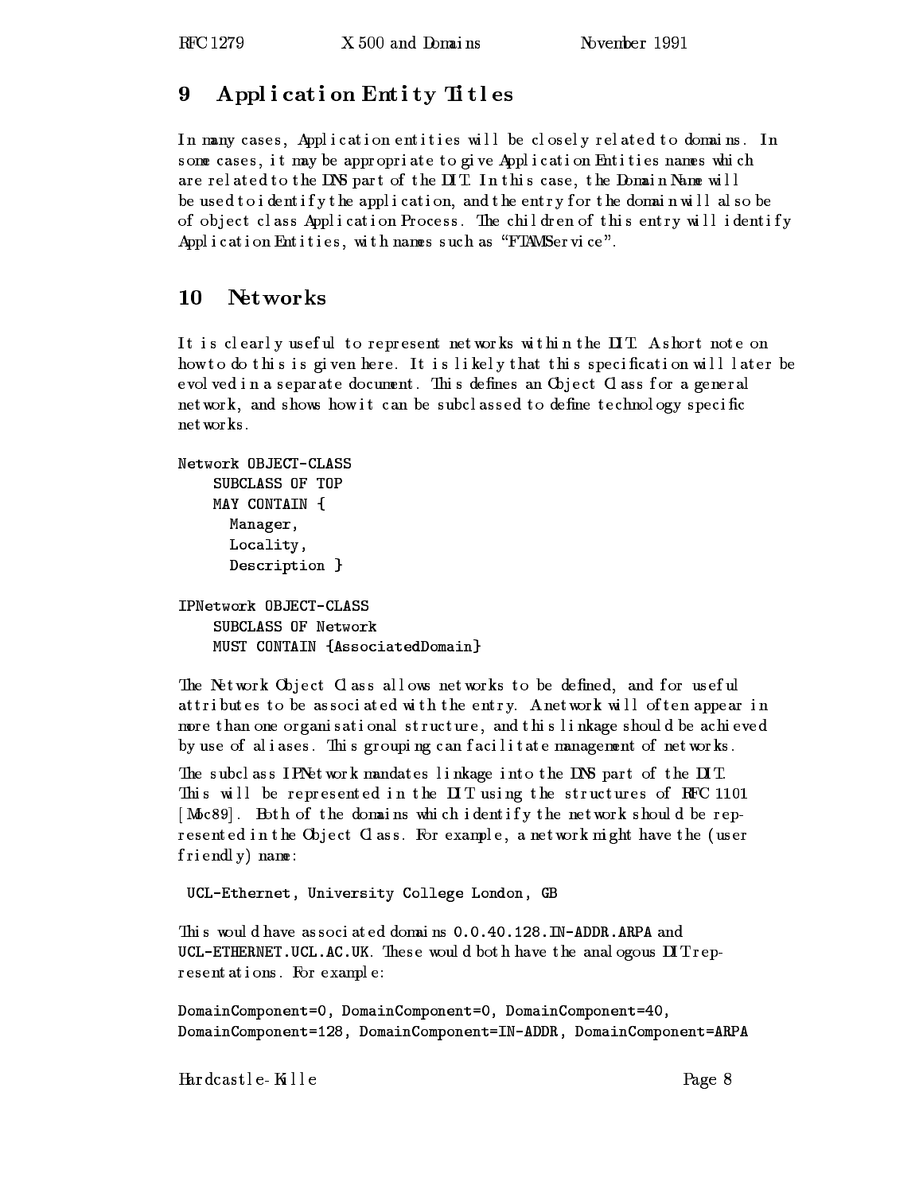## 9 Application Entity Titles

In many cases, Application entities will be closely related to domains. In some cases, it may be appropriate to give Application Entities names which are related to the DNS part of the DIT. In this case, the Domain Name will be used to identify the application, and the entry for the domain will also be of object class Application Process. The children of this entry will identify Application Entities, with names such as "FTAMService".

## 10 Networks

It is clearly useful to represent networks within the DIT. A short note on how to do this is given here. It is likely that this specification will later be evolved in a separate document. This defines an Object Class for a general network, and shows how it can be subclassed to define technology specific networks.

```
Network OBJECT-CLASS
    SUBCLASS OF TOP
    MAY CONTAIN {
      Manager,
      Locality,
      Description }

IPNetwork OBJECT-CLASS
    SUBCLASS OF Network
    MUST CONTAIN {AssociatedDomain}
```

The Network Object Class allows networks to be defined, and for useful attributes to be associated with the entry. A network will often appear in more than one organisational structure, and this linkage should be achieved by use of aliases. This grouping can facilitate management of networks.

The subclass IPNetwork mandates linkage into the DNS part of the DIT. This will be represented in the DIT using the structures of RFC 1101 [Moc89]. Both of the domains which identify the network should be represented in the Object Class. For example, a network might have the (user friendly) name:

```
UCL-Ethernet, University College London, GB
```

This would have associated domains `0.0.40.128.IN-ADDR.ARPA` and `UCL-ETHERNET.UCL.AC.UK`. These would both have the analogous DIT representations. For example:

```
DomainComponent=0, DomainComponent=0, DomainComponent=40,
DomainComponent=128, DomainComponent=IN-ADDR, DomainComponent=ARPA
```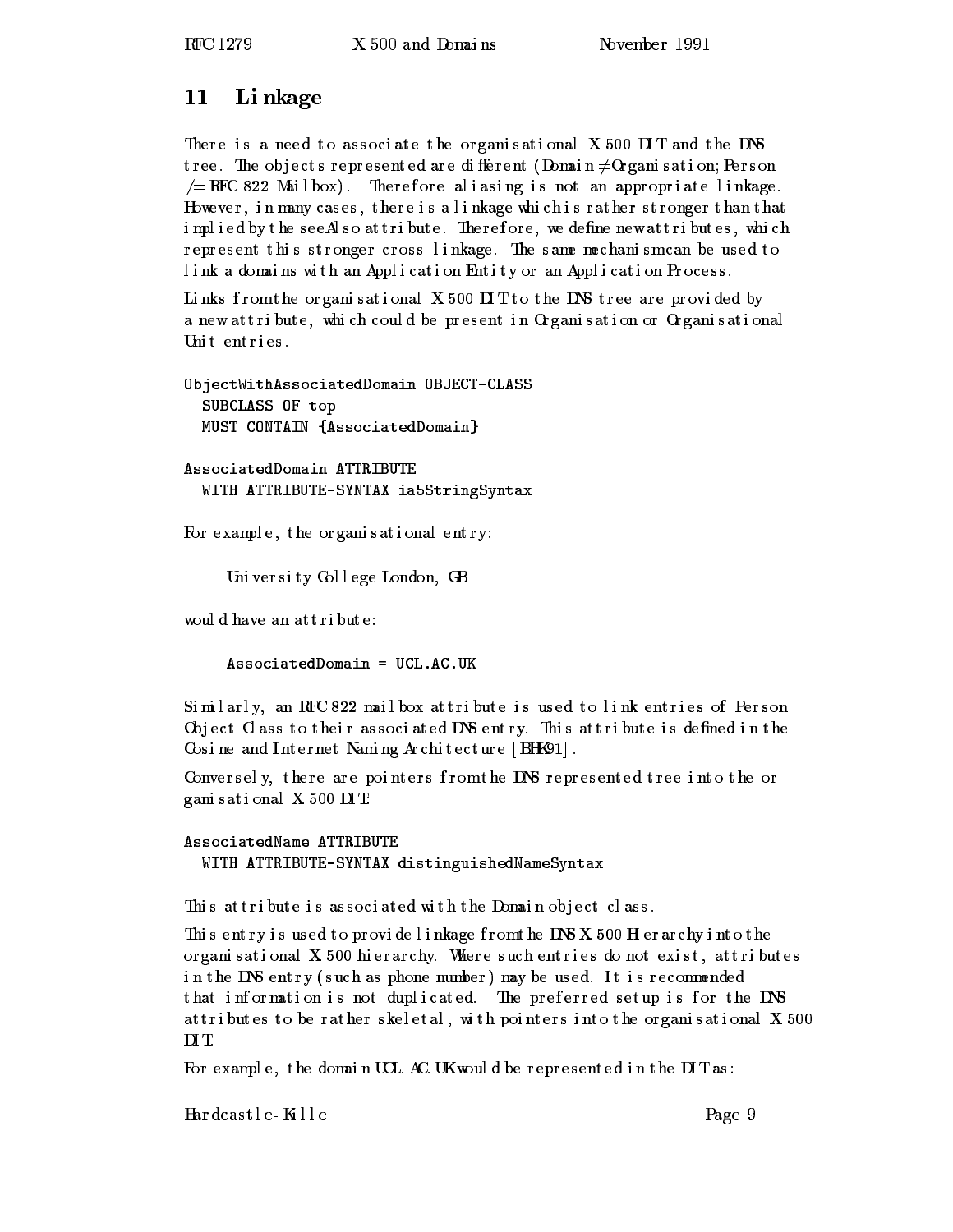## 11 Linkage

There is a need to associate the organisational X.500 DIT and the DNS tree. The objects represented are different (Domain $\neq$ Organisation; Person /= RFC 822 Mailbox). Therefore aliasing is not an appropriate linkage. However, in many cases, there is a linkage which is rather stronger than that implied by the seeAlso attribute. Therefore, we define new attributes, which represent this stronger cross-linkage. The same mechanism can be used to link a domains with an Application Entity or an Application Process.

Links from the organisational X.500 DIT to the DNS tree are provided by a new attribute, which could be present in Organisation or Organisational Unit entries.

```
ObjectWithAssociatedDomain OBJECT-CLASS
  SUBCLASS OF top
  MUST CONTAIN {AssociatedDomain}

AssociatedDomain ATTRIBUTE
  WITH ATTRIBUTE-SYNTAX ia5StringSyntax
```

For example, the organisational entry:

University College London, GB

would have an attribute:

```
AssociatedDomain = UCL.AC.UK
```

Similarly, an RFC 822 mailbox attribute is used to link entries of Person Object Class to their associated DNS entry. This attribute is defined in the Cosine and Internet Naming Architecture [BHK91].

Conversely, there are pointers from the DNS represented tree into the organisational X.500 DIT:

```
AssociatedName ATTRIBUTE
  WITH ATTRIBUTE-SYNTAX distinguishedNameSyntax
```

This attribute is associated with the Domain object class.

This entry is used to provide linkage from the DNS X.500 Hierarchy into the organisational X.500 hierarchy. Where such entries do not exist, attributes in the DNS entry (such as phone number) may be used. It is recommended that information is not duplicated. The preferred setup is for the DNS attributes to be rather skeletal, with pointers into the organisational X.500 DIT.

For example, the domain UCL.AC.UK would be represented in the DIT as: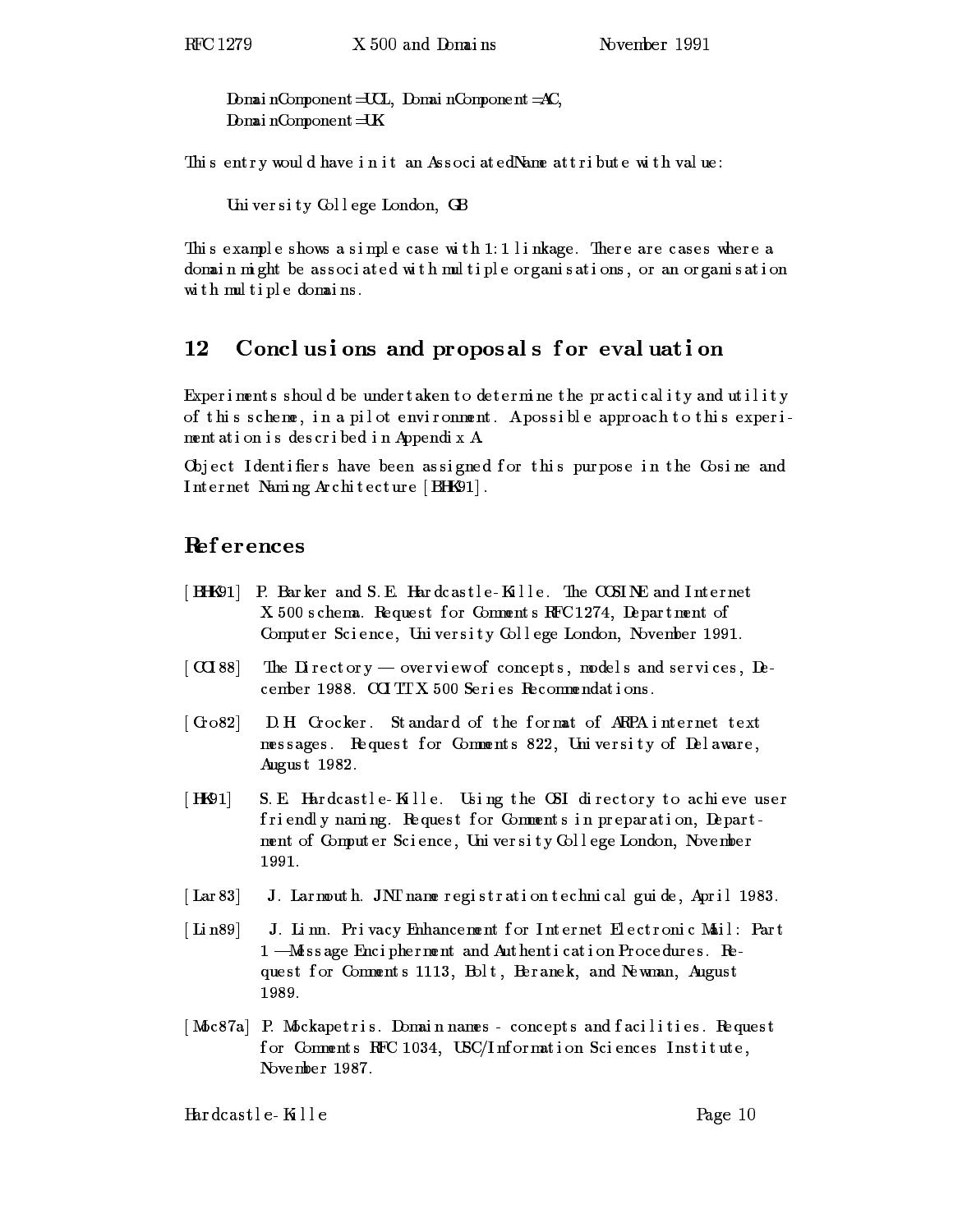```
DomainComponent=UCL, DomainComponent=AC,
DomainComponent=UK
```

This entry would have in it an AssociatedName attribute with value:

```
University College London, GB
```

This example shows a simple case with 1:1 linkage. There are cases where a domain might be associated with multiple organisations, or an organisation with multiple domains.

## 12 Conclusions and proposals for evaluation

Experiments should be undertaken to determine the practicality and utility of this scheme, in a pilot environment. A possible approach to this experimentation is described in Appendix A.

Object Identifiers have been assigned for this purpose in the Cosine and Internet Naming Architecture [BHK91].

## References

- [BHK91] P. Barker and S.E. Hardcastle-Kille. The COSINE and Internet X.500 schema. Request for Comments RFC 1274, Department of Computer Science, University College London, November 1991.
- [CCI88] The Directory — overview of concepts, models and services, December 1988. CCITT X.500 Series Recommendations.
- [Cro82] D.H. Crocker. Standard of the format of ARPA internet text messages. Request for Comments 822, University of Delaware, August 1982.
- [HK91] S.E. Hardcastle-Kille. Using the OSI directory to achieve user friendly naming. Request for Comments in preparation, Department of Computer Science, University College London, November 1991.
- [Lar83] J. Larmouth. JNT name registration technical guide, April 1983.
- [Lin89] J. Linn. Privacy Enhancement for Internet Electronic Mail: Part 1 — Message Encipherment and Authentication Procedures. Request for Comments 1113, Bolt, Beranek, and Newman, August 1989.
- [Moc87a] P. Mockapetris. Domain names - concepts and facilities. Request for Comments RFC 1034, USC/Information Sciences Institute, November 1987.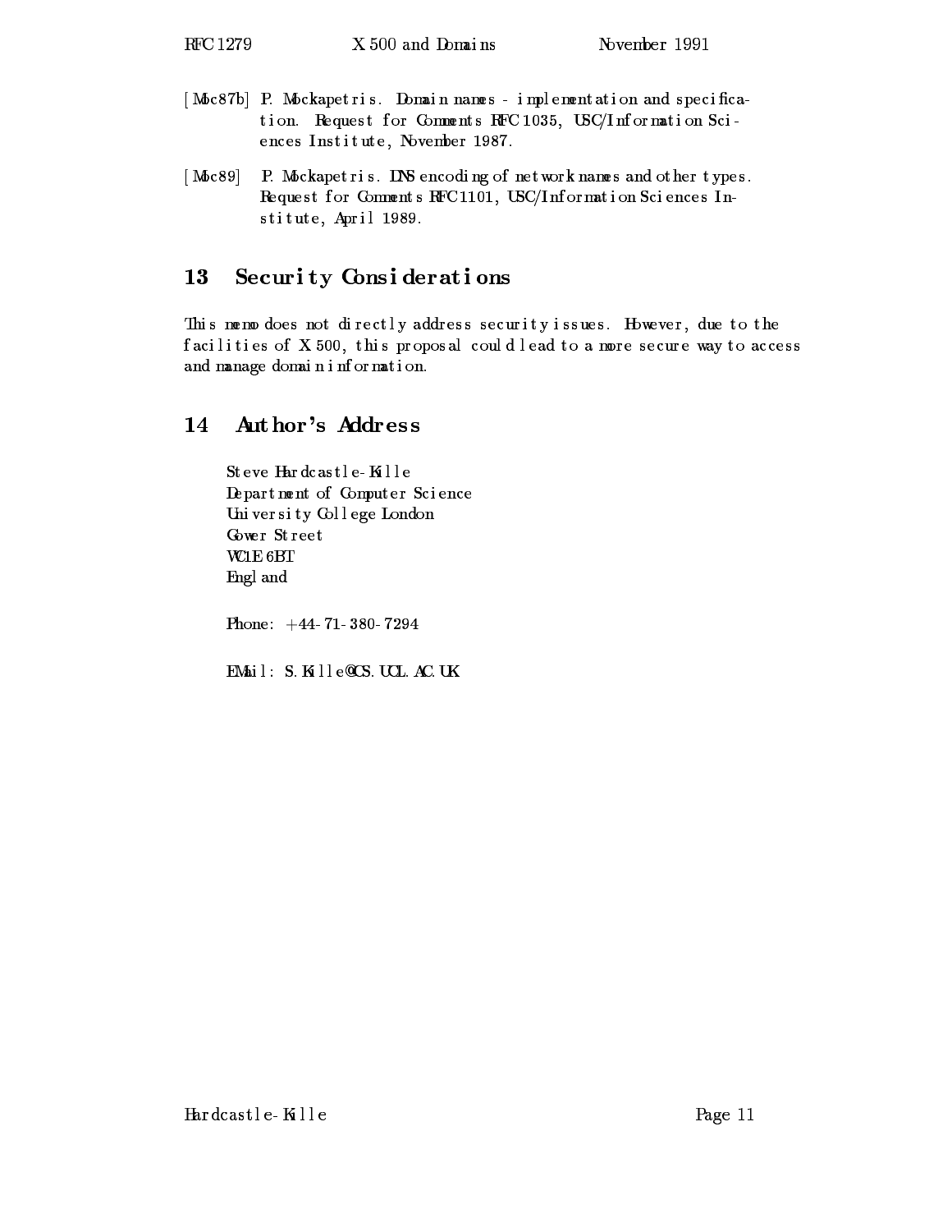[Moc87b] P. Mockapetris. Domain names - implementation and specification. Request for Comments RFC 1035, USC/Information Sciences Institute, November 1987.

[Moc89] P. Mockapetris. DNS encoding of network names and other types. Request for Comments RFC 1101, USC/Information Sciences Institute, April 1989.

## 13 Security Considerations

This memo does not directly address security issues. However, due to the facilities of X.500, this proposal could lead to a more secure way to access and manage domain information.

## 14 Author's Address

Steve Hardcastle-Kille
Department of Computer Science
University College London
Gower Street
WC1E 6BT
England

Phone: +44-71-380-7294

EMail: S.Kille@CS.UCL.AC.UK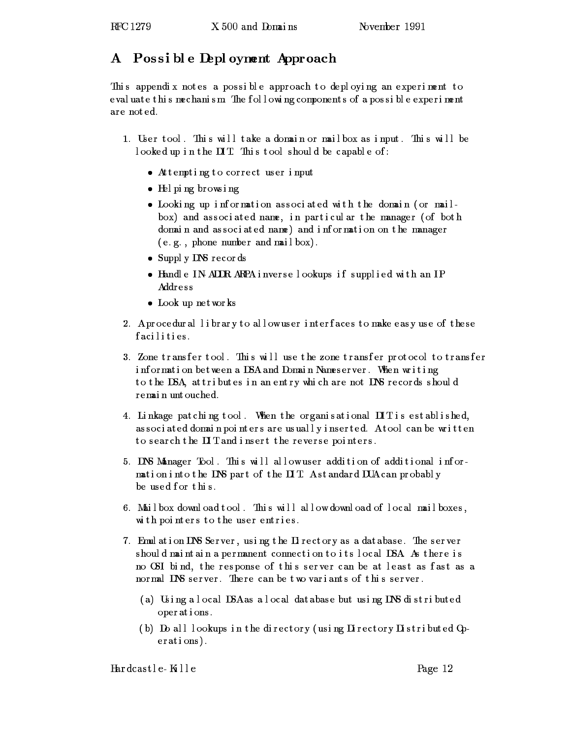# A Possible Deployment Approach

This appendix notes a possible approach to deploying an experiment to evaluate this mechanism. The following components of a possible experiment are noted.

1. User tool. This will take a domain or mailbox as input. This will be looked up in the DIT. This tool should be capable of:
   - Attempting to correct user input
   - Helping browsing
   - Looking up information associated with the domain (or mailbox) and associated name, in particular the manager (of both domain and associated name) and information on the manager (e.g., phone number and mailbox).
   - Supply DNS records
   - Handle IN-ADDR.ARPA inverse lookups if supplied with an IP Address
   - Look up networks
2. A procedural library to allow user interfaces to make easy use of these facilities.
3. Zone transfer tool. This will use the zone transfer protocol to transfer information between a DSA and Domain Nameserver. When writing to the DSA, attributes in an entry which are not DNS records should remain untouched.
4. Linkage patching tool. When the organisational DIT is established, associated domain pointers are usually inserted. A tool can be written to search the DIT and insert the reverse pointers.
5. DNS Manager Tool. This will allow user addition of additional information into the DNS part of the DIT. A standard DUA can probably be used for this.
6. Mailbox download tool. This will allow download of local mailboxes, with pointers to the user entries.
7. Emulation DNS Server, using the Directory as a database. The server should maintain a permanent connection to its local DSA. As there is no OSI bind, the response of this server can be at least as fast as a normal DNS server. There can be two variants of this server.
   (a) Using a local DSA as a local database but using DNS distributed operations.
   (b) Do all lookups in the directory (using Directory Distributed Operations).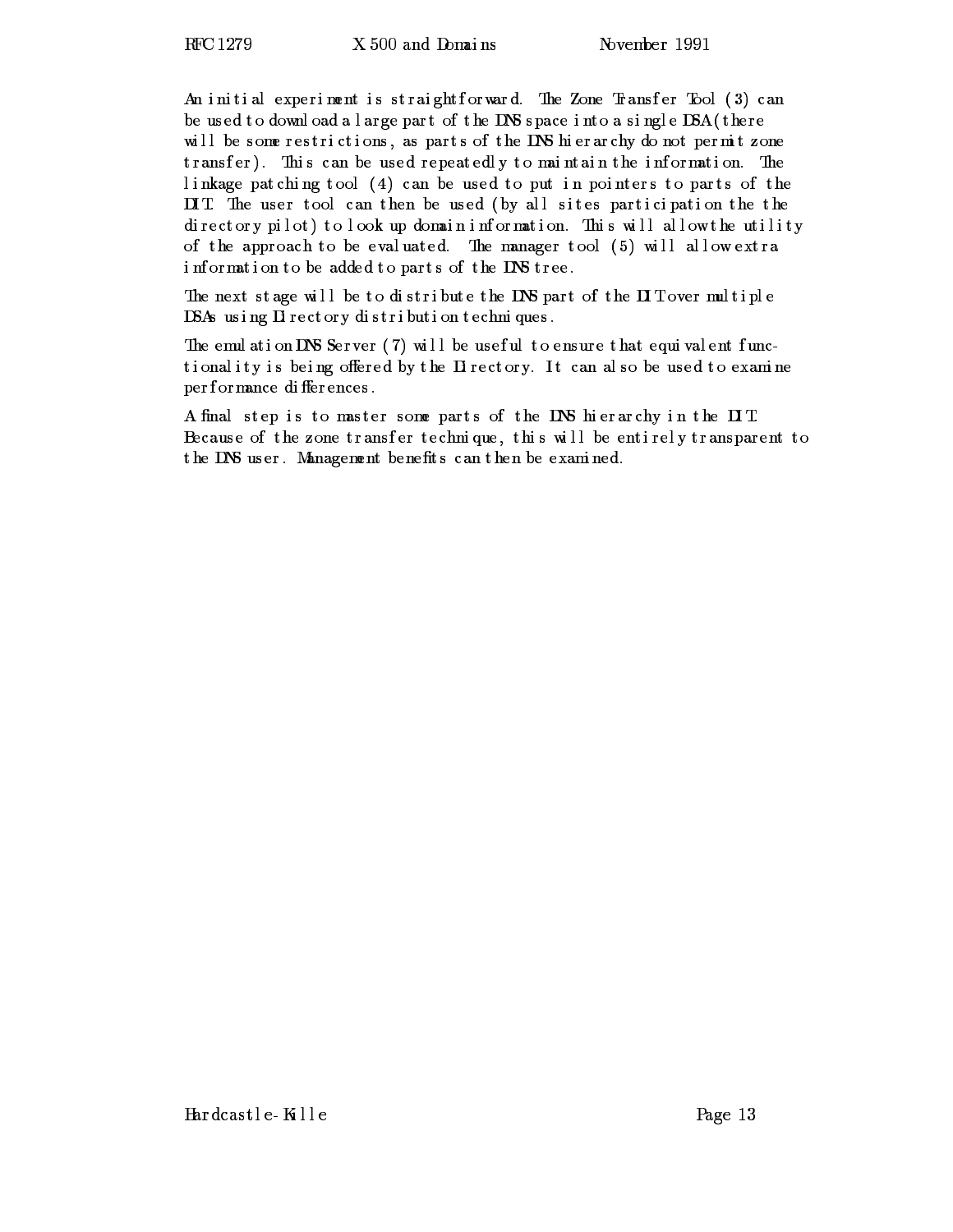An initial experiment is straightforward. The Zone Transfer Tool (3) can be used to download a large part of the DNS space into a single DSA (there will be some restrictions, as parts of the DNS hierarchy do not permit zone transfer). This can be used repeatedly to maintain the information. The linkage patching tool (4) can be used to put in pointers to parts of the DIT. The user tool can then be used (by all sites participation the the directory pilot) to look up domain information. This will allow the utility of the approach to be evaluated. The manager tool (5) will allow extra information to be added to parts of the DNS tree.

The next stage will be to distribute the DNS part of the DIT over multiple DSAs using Directory distribution techniques.

The emulation DNS Server (7) will be useful to ensure that equivalent functionality is being offered by the Directory. It can also be used to examine performance differences.

A final step is to master some parts of the DNS hierarchy in the DIT. Because of the zone transfer technique, this will be entirely transparent to the DNS user. Management benefits can then be examined.